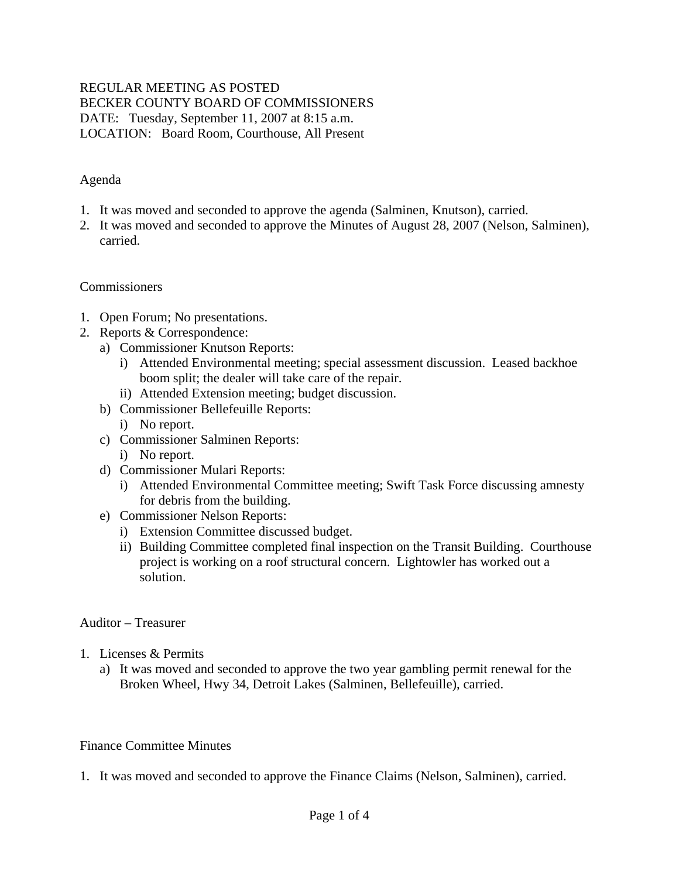REGULAR MEETING AS POSTED
BECKER COUNTY BOARD OF COMMISSIONERS
DATE: Tuesday, September 11, 2007 at 8:15 a.m.
LOCATION: Board Room, Courthouse, All Present

## Agenda

1. It was moved and seconded to approve the agenda (Salminen, Knutson), carried.
2. It was moved and seconded to approve the Minutes of August 28, 2007 (Nelson, Salminen), carried.

## Commissioners

1. Open Forum; No presentations.
2. Reports & Correspondence:
   a) Commissioner Knutson Reports:
      i) Attended Environmental meeting; special assessment discussion. Leased backhoe boom split; the dealer will take care of the repair.
      ii) Attended Extension meeting; budget discussion.
   b) Commissioner Bellefeuille Reports:
      i) No report.
   c) Commissioner Salminen Reports:
      i) No report.
   d) Commissioner Mulari Reports:
      i) Attended Environmental Committee meeting; Swift Task Force discussing amnesty for debris from the building.
   e) Commissioner Nelson Reports:
      i) Extension Committee discussed budget.
      ii) Building Committee completed final inspection on the Transit Building. Courthouse project is working on a roof structural concern. Lightowler has worked out a solution.

## Auditor – Treasurer

1. Licenses & Permits
   a) It was moved and seconded to approve the two year gambling permit renewal for the Broken Wheel, Hwy 34, Detroit Lakes (Salminen, Bellefeuille), carried.

## Finance Committee Minutes

1. It was moved and seconded to approve the Finance Claims (Nelson, Salminen), carried.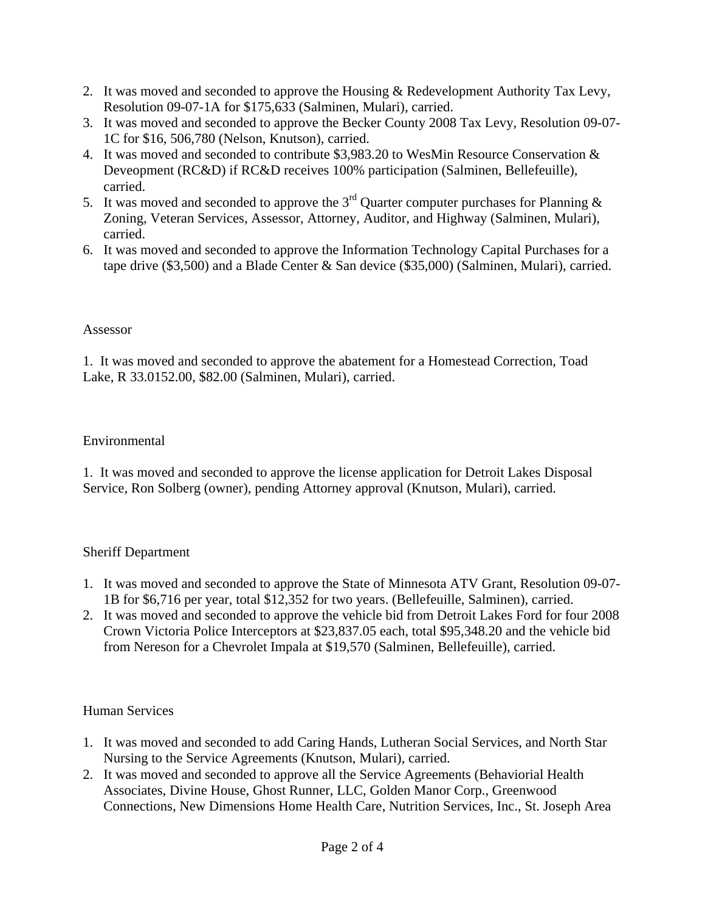2. It was moved and seconded to approve the Housing & Redevelopment Authority Tax Levy, Resolution 09-07-1A for $175,633 (Salminen, Mulari), carried.
3. It was moved and seconded to approve the Becker County 2008 Tax Levy, Resolution 09-07-1C for $16, 506,780 (Nelson, Knutson), carried.
4. It was moved and seconded to contribute $3,983.20 to WesMin Resource Conservation & Deveopment (RC&D) if RC&D receives 100% participation (Salminen, Bellefeuille), carried.
5. It was moved and seconded to approve the 3rd Quarter computer purchases for Planning & Zoning, Veteran Services, Assessor, Attorney, Auditor, and Highway (Salminen, Mulari), carried.
6. It was moved and seconded to approve the Information Technology Capital Purchases for a tape drive ($3,500) and a Blade Center & San device ($35,000) (Salminen, Mulari), carried.

Assessor

1. It was moved and seconded to approve the abatement for a Homestead Correction, Toad Lake, R 33.0152.00, $82.00 (Salminen, Mulari), carried.

Environmental

1. It was moved and seconded to approve the license application for Detroit Lakes Disposal Service, Ron Solberg (owner), pending Attorney approval (Knutson, Mulari), carried.

Sheriff Department

1. It was moved and seconded to approve the State of Minnesota ATV Grant, Resolution 09-07-1B for $6,716 per year, total $12,352 for two years. (Bellefeuille, Salminen), carried.
2. It was moved and seconded to approve the vehicle bid from Detroit Lakes Ford for four 2008 Crown Victoria Police Interceptors at $23,837.05 each, total $95,348.20 and the vehicle bid from Nereson for a Chevrolet Impala at $19,570 (Salminen, Bellefeuille), carried.

Human Services

1. It was moved and seconded to add Caring Hands, Lutheran Social Services, and North Star Nursing to the Service Agreements (Knutson, Mulari), carried.
2. It was moved and seconded to approve all the Service Agreements (Behaviorial Health Associates, Divine House, Ghost Runner, LLC, Golden Manor Corp., Greenwood Connections, New Dimensions Home Health Care, Nutrition Services, Inc., St. Joseph Area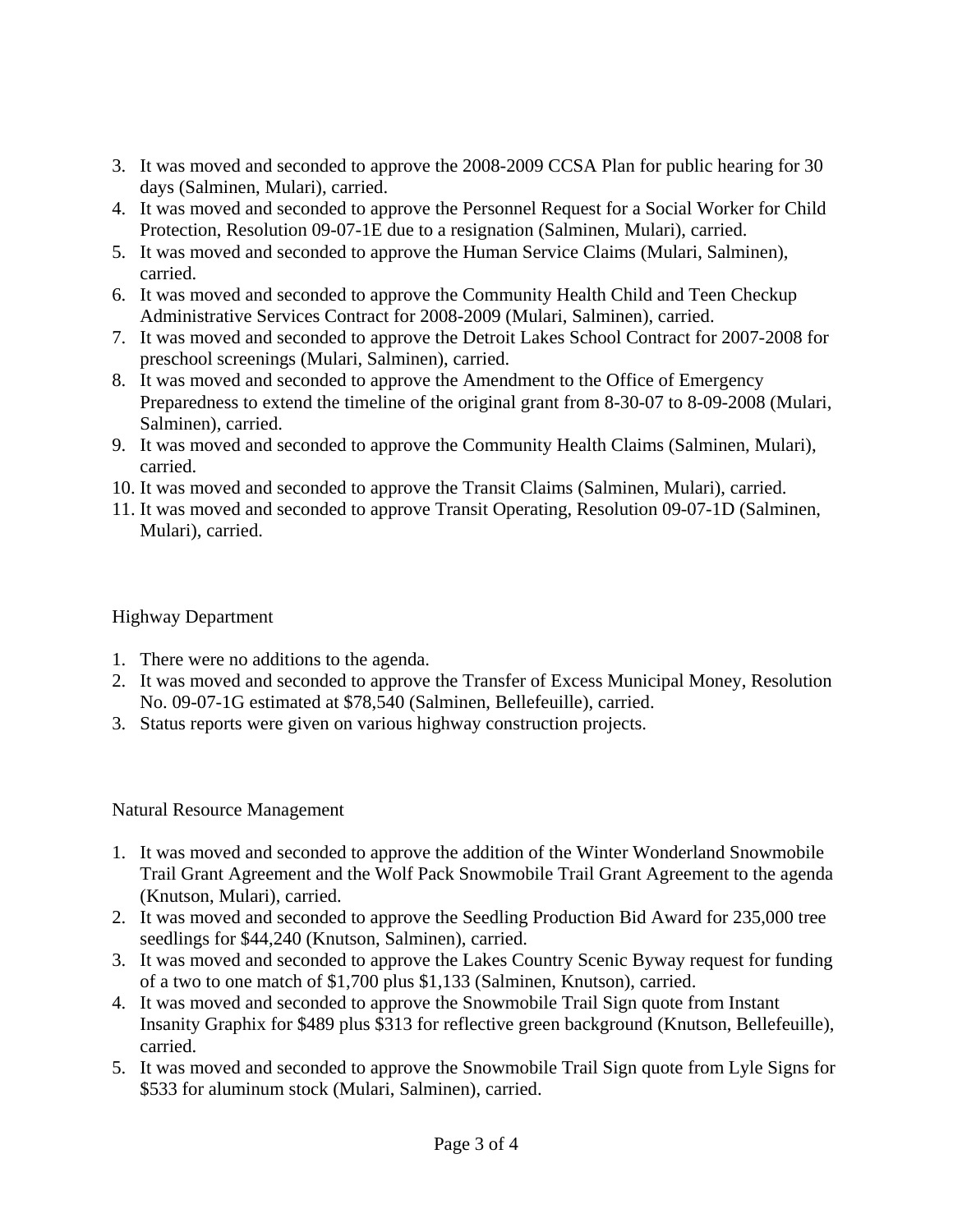3. It was moved and seconded to approve the 2008-2009 CCSA Plan for public hearing for 30 days (Salminen, Mulari), carried.
4. It was moved and seconded to approve the Personnel Request for a Social Worker for Child Protection, Resolution 09-07-1E due to a resignation (Salminen, Mulari), carried.
5. It was moved and seconded to approve the Human Service Claims (Mulari, Salminen), carried.
6. It was moved and seconded to approve the Community Health Child and Teen Checkup Administrative Services Contract for 2008-2009 (Mulari, Salminen), carried.
7. It was moved and seconded to approve the Detroit Lakes School Contract for 2007-2008 for preschool screenings (Mulari, Salminen), carried.
8. It was moved and seconded to approve the Amendment to the Office of Emergency Preparedness to extend the timeline of the original grant from 8-30-07 to 8-09-2008 (Mulari, Salminen), carried.
9. It was moved and seconded to approve the Community Health Claims (Salminen, Mulari), carried.
10. It was moved and seconded to approve the Transit Claims (Salminen, Mulari), carried.
11. It was moved and seconded to approve Transit Operating, Resolution 09-07-1D (Salminen, Mulari), carried.

Highway Department

1. There were no additions to the agenda.
2. It was moved and seconded to approve the Transfer of Excess Municipal Money, Resolution No. 09-07-1G estimated at $78,540 (Salminen, Bellefeuille), carried.
3. Status reports were given on various highway construction projects.

Natural Resource Management

1. It was moved and seconded to approve the addition of the Winter Wonderland Snowmobile Trail Grant Agreement and the Wolf Pack Snowmobile Trail Grant Agreement to the agenda (Knutson, Mulari), carried.
2. It was moved and seconded to approve the Seedling Production Bid Award for 235,000 tree seedlings for $44,240 (Knutson, Salminen), carried.
3. It was moved and seconded to approve the Lakes Country Scenic Byway request for funding of a two to one match of $1,700 plus $1,133 (Salminen, Knutson), carried.
4. It was moved and seconded to approve the Snowmobile Trail Sign quote from Instant Insanity Graphix for $489 plus $313 for reflective green background (Knutson, Bellefeuille), carried.
5. It was moved and seconded to approve the Snowmobile Trail Sign quote from Lyle Signs for $533 for aluminum stock (Mulari, Salminen), carried.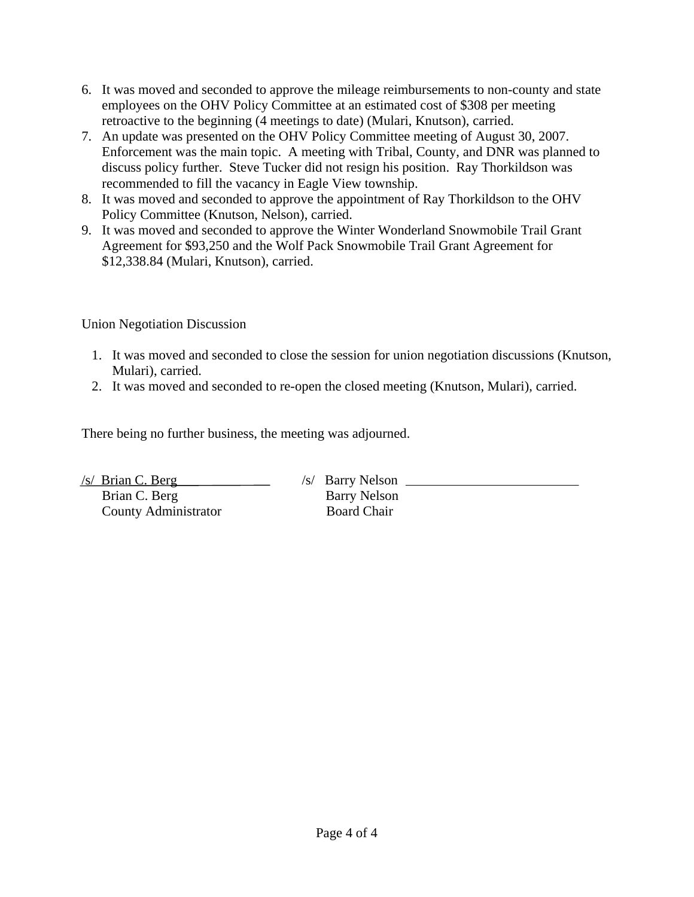6. It was moved and seconded to approve the mileage reimbursements to non-county and state employees on the OHV Policy Committee at an estimated cost of $308 per meeting retroactive to the beginning (4 meetings to date) (Mulari, Knutson), carried.
7. An update was presented on the OHV Policy Committee meeting of August 30, 2007. Enforcement was the main topic. A meeting with Tribal, County, and DNR was planned to discuss policy further. Steve Tucker did not resign his position. Ray Thorkildson was recommended to fill the vacancy in Eagle View township.
8. It was moved and seconded to approve the appointment of Ray Thorkildson to the OHV Policy Committee (Knutson, Nelson), carried.
9. It was moved and seconded to approve the Winter Wonderland Snowmobile Trail Grant Agreement for $93,250 and the Wolf Pack Snowmobile Trail Grant Agreement for $12,338.84 (Mulari, Knutson), carried.

Union Negotiation Discussion

1. It was moved and seconded to close the session for union negotiation discussions (Knutson, Mulari), carried.
2. It was moved and seconded to re-open the closed meeting (Knutson, Mulari), carried.

There being no further business, the meeting was adjourned.

/s/ Brian C. Berg
Brian C. Berg
County Administrator

/s/ Barry Nelson
Barry Nelson
Board Chair